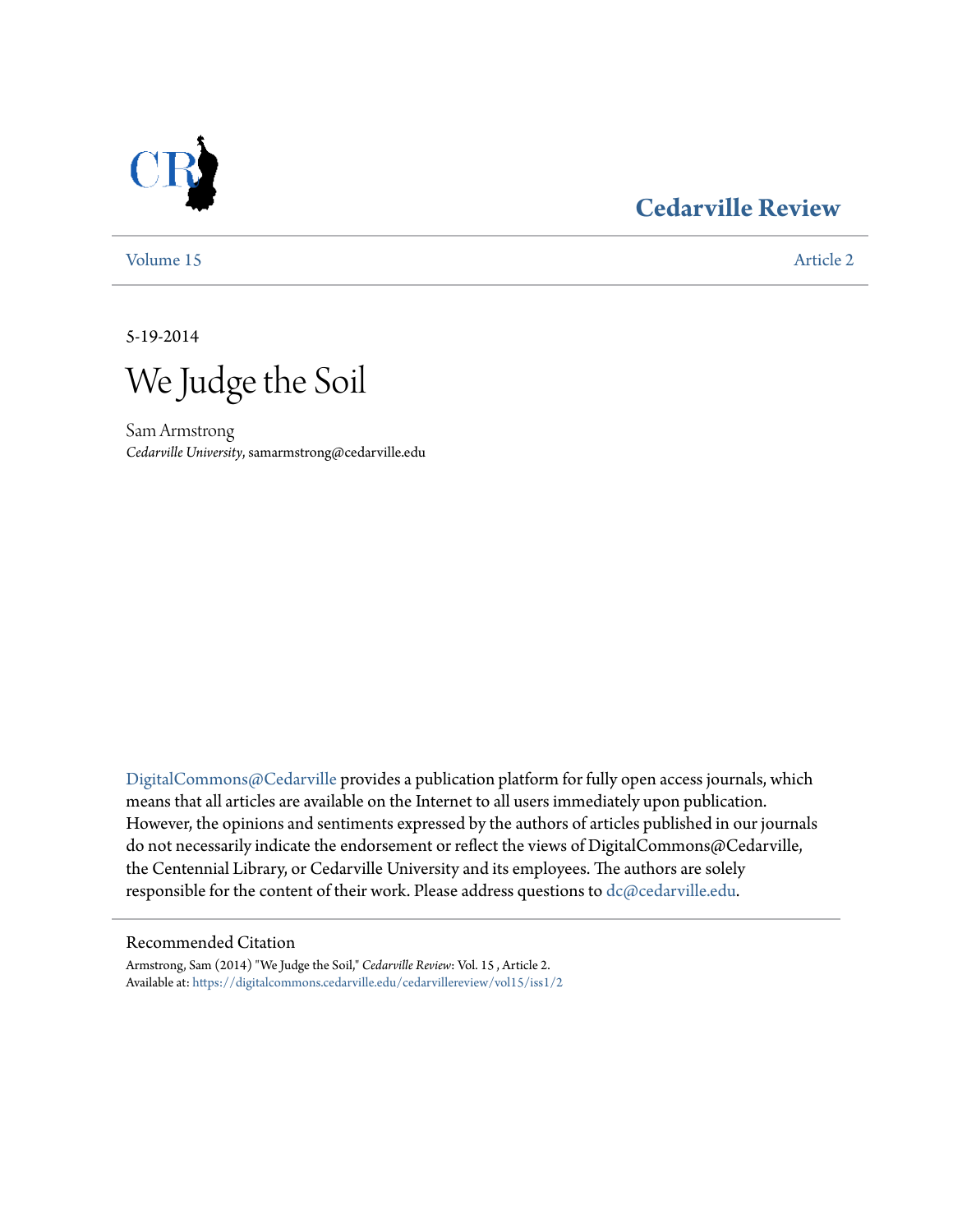Cedarville Review

Volume 15 Article 2

5-19-2014

# We Judge the Soil

Sam Armstrong
*Cedarville University*, samarmstrong@cedarville.edu

DigitalCommons@Cedarville provides a publication platform for fully open access journals, which means that all articles are available on the Internet to all users immediately upon publication. However, the opinions and sentiments expressed by the authors of articles published in our journals do not necessarily indicate the endorsement or reflect the views of DigitalCommons@Cedarville, the Centennial Library, or Cedarville University and its employees. The authors are solely responsible for the content of their work. Please address questions to dc@cedarville.edu.

## Recommended Citation

Armstrong, Sam (2014) "We Judge the Soil," *Cedarville Review*: Vol. 15 , Article 2.
Available at: https://digitalcommons.cedarville.edu/cedarvillereview/vol15/iss1/2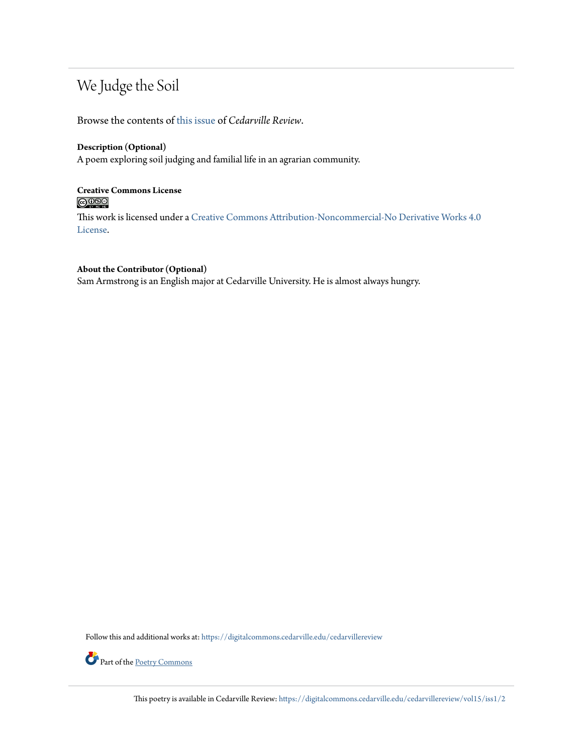# We Judge the Soil

Browse the contents of this issue of *Cedarville Review*.

**Description (Optional)**
A poem exploring soil judging and familial life in an agrarian community.

**Creative Commons License**

This work is licensed under a Creative Commons Attribution-Noncommercial-No Derivative Works 4.0 License.

**About the Contributor (Optional)**
Sam Armstrong is an English major at Cedarville University. He is almost always hungry.

Follow this and additional works at: https://digitalcommons.cedarville.edu/cedarvillereview

Part of the Poetry Commons

This poetry is available in Cedarville Review: https://digitalcommons.cedarville.edu/cedarvillereview/vol15/iss1/2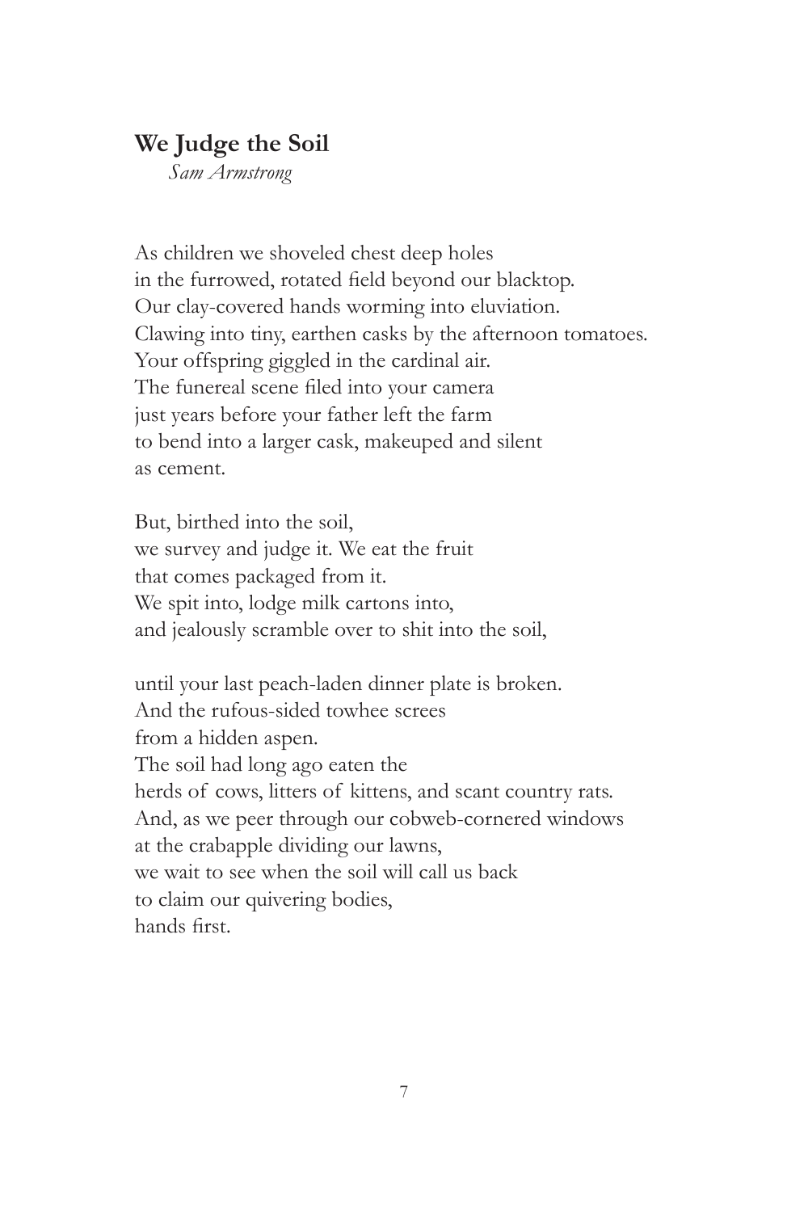## We Judge the Soil

*Sam Armstrong*

As children we shoveled chest deep holes
in the furrowed, rotated field beyond our blacktop.
Our clay-covered hands worming into eluviation.
Clawing into tiny, earthen casks by the afternoon tomatoes.
Your offspring giggled in the cardinal air.
The funereal scene filed into your camera
just years before your father left the farm
to bend into a larger cask, makeuped and silent
as cement.

But, birthed into the soil,
we survey and judge it. We eat the fruit
that comes packaged from it.
We spit into, lodge milk cartons into,
and jealously scramble over to shit into the soil,

until your last peach-laden dinner plate is broken.
And the rufous-sided towhee screes
from a hidden aspen.
The soil had long ago eaten the
herds of cows, litters of kittens, and scant country rats.
And, as we peer through our cobweb-cornered windows
at the crabapple dividing our lawns,
we wait to see when the soil will call us back
to claim our quivering bodies,
hands first.